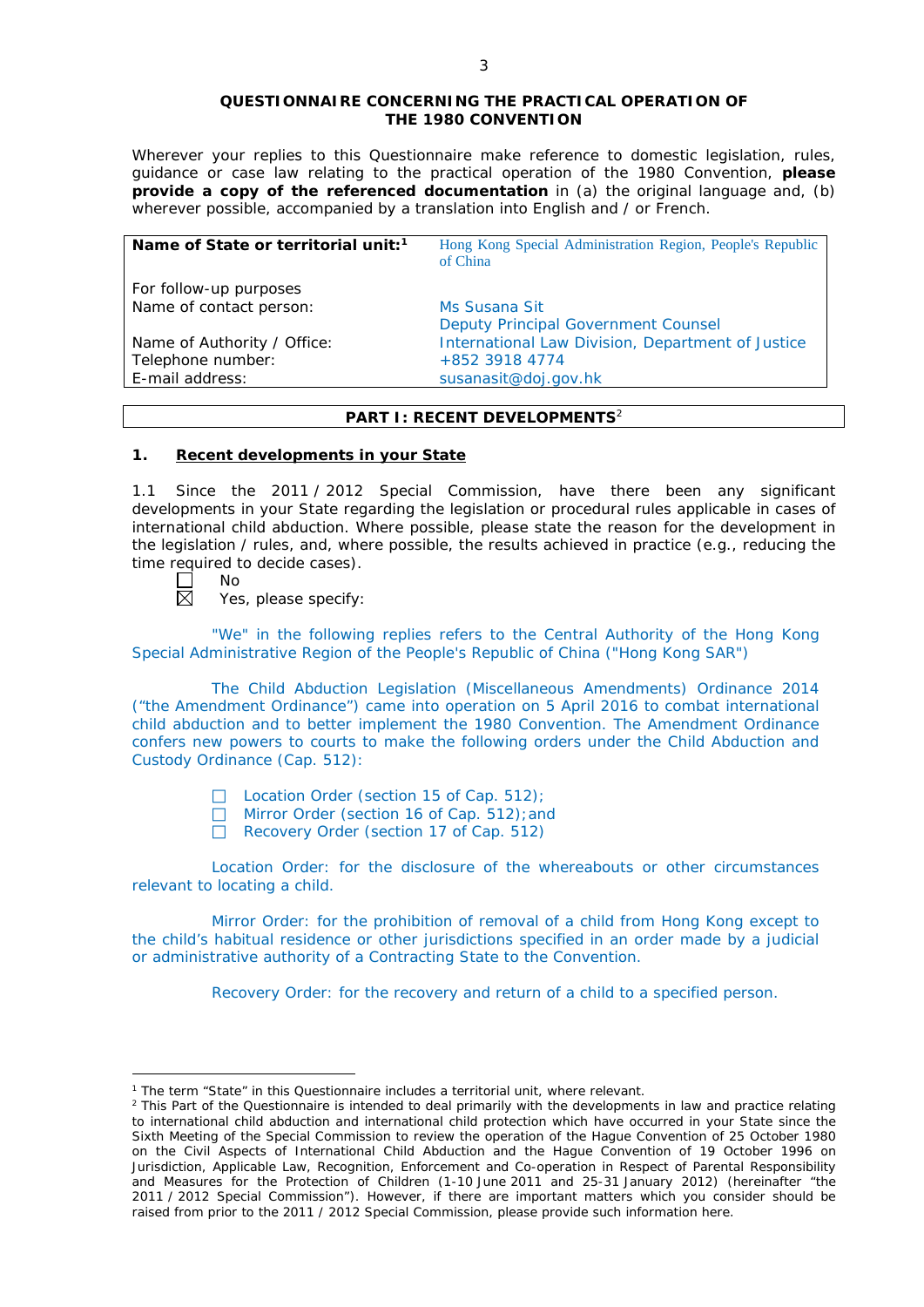**QUESTIONNAIRE CONCERNING THE PRACTICAL OPERATION OF THE 1980 CONVENTION**

Wherever your replies to this Questionnaire make reference to domestic legislation, rules, guidance or case law relating to the practical operation of the 1980 Convention, **please provide a copy of the referenced documentation** in (a) the original language and, (b) wherever possible, accompanied by a translation into English and / or French.

| **Name of State or territorial unit:**[1] | Hong Kong Special Administration Region, People's Republic of China |
|---|---|
| For follow-up purposes | |
| Name of contact person: | Ms Susana Sit<br>Deputy Principal Government Counsel |
| Name of Authority / Office: | International Law Division, Department of Justice |
| Telephone number: | +852 3918 4774 |
| E-mail address: | susanasit@doj.gov.hk |

## PART I: RECENT DEVELOPMENTS[2]

### 1. Recent developments in your State

1.1 Since the 2011 / 2012 Special Commission, have there been any significant developments in your State regarding the legislation or procedural rules applicable in cases of international child abduction. Where possible, please state the reason for the development in the legislation / rules, and, where possible, the results achieved in practice (e.g., reducing the time required to decide cases).

☐ No
☒ Yes, please specify:

"We" in the following replies refers to the Central Authority of the Hong Kong Special Administrative Region of the People's Republic of China ("Hong Kong SAR")

The Child Abduction Legislation (Miscellaneous Amendments) Ordinance 2014 ("the Amendment Ordinance") came into operation on 5 April 2016 to combat international child abduction and to better implement the 1980 Convention. The Amendment Ordinance confers new powers to courts to make the following orders under the Child Abduction and Custody Ordinance (Cap. 512):

- Location Order (section 15 of Cap. 512);
- Mirror Order (section 16 of Cap. 512); and
- Recovery Order (section 17 of Cap. 512)

Location Order: for the disclosure of the whereabouts or other circumstances relevant to locating a child.

Mirror Order: for the prohibition of removal of a child from Hong Kong except to the child's habitual residence or other jurisdictions specified in an order made by a judicial or administrative authority of a Contracting State to the Convention.

Recovery Order: for the recovery and return of a child to a specified person.

[1] The term "State" in this Questionnaire includes a territorial unit, where relevant.

[2] This Part of the Questionnaire is intended to deal primarily with the developments in law and practice relating to international child abduction and international child protection which have occurred in your State since the Sixth Meeting of the Special Commission to review the operation of the Hague Convention of 25 October 1980 on the Civil Aspects of International Child Abduction and the Hague Convention of 19 October 1996 on Jurisdiction, Applicable Law, Recognition, Enforcement and Co-operation in Respect of Parental Responsibility and Measures for the Protection of Children (1-10 June 2011 and 25-31 January 2012) (hereinafter "the 2011 / 2012 Special Commission"). However, if there are important matters which you consider should be raised from prior to the 2011 / 2012 Special Commission, please provide such information here.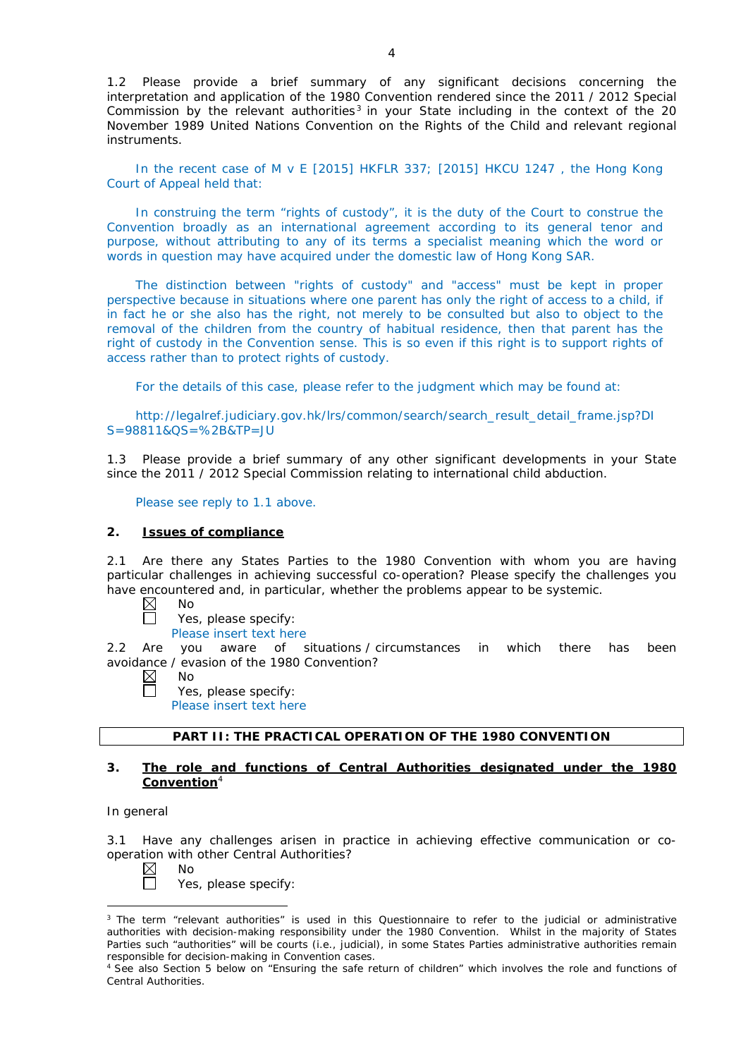1.2 Please provide a brief summary of any significant decisions concerning the interpretation and application of the 1980 Convention rendered since the 2011 / 2012 Special Commission by the relevant authorities[3] in your State including in the context of the 20 November 1989 United Nations Convention on the Rights of the Child and relevant regional instruments.

In the recent case of M v E [2015] HKFLR 337; [2015] HKCU 1247 , the Hong Kong Court of Appeal held that:

In construing the term "rights of custody", it is the duty of the Court to construe the Convention broadly as an international agreement according to its general tenor and purpose, without attributing to any of its terms a specialist meaning which the word or words in question may have acquired under the domestic law of Hong Kong SAR.

The distinction between "rights of custody" and "access" must be kept in proper perspective because in situations where one parent has only the right of access to a child, if in fact he or she also has the right, not merely to be consulted but also to object to the removal of the children from the country of habitual residence, then that parent has the right of custody in the Convention sense. This is so even if this right is to support rights of access rather than to protect rights of custody.

For the details of this case, please refer to the judgment which may be found at:

http://legalref.judiciary.gov.hk/lrs/common/search/search_result_detail_frame.jsp?DIS=98811&QS=%2B&TP=JU

1.3 Please provide a brief summary of any other significant developments in your State since the 2011 / 2012 Special Commission relating to international child abduction.

Please see reply to 1.1 above.

## 2. Issues of compliance

2.1 Are there any States Parties to the 1980 Convention with whom you are having particular challenges in achieving successful co-operation? Please specify the challenges you have encountered and, in particular, whether the problems appear to be systemic.

☒ No
☐ Yes, please specify:
Please insert text here

2.2 Are you aware of situations / circumstances in which there has been avoidance / evasion of the 1980 Convention?

☒ No
☐ Yes, please specify:
Please insert text here

## PART II: THE PRACTICAL OPERATION OF THE 1980 CONVENTION

## 3. The role and functions of Central Authorities designated under the 1980 Convention[4]

In general

3.1 Have any challenges arisen in practice in achieving effective communication or co-operation with other Central Authorities?

☒ No
☐ Yes, please specify:

---

[3] The term "relevant authorities" is used in this Questionnaire to refer to the judicial or administrative authorities with decision-making responsibility under the 1980 Convention. Whilst in the majority of States Parties such "authorities" will be courts (i.e., judicial), in some States Parties administrative authorities remain responsible for decision-making in Convention cases.

[4] See also Section 5 below on "Ensuring the safe return of children" which involves the role and functions of Central Authorities.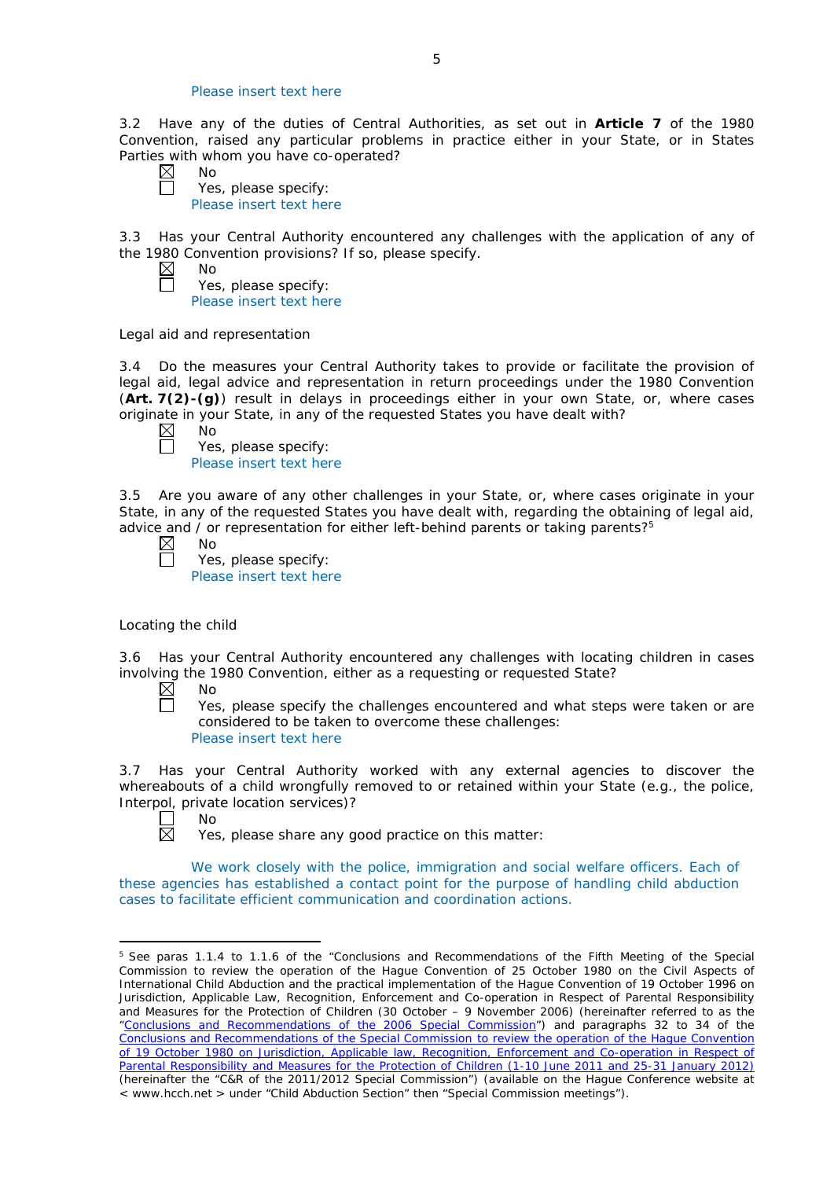Please insert text here

3.2 Have any of the duties of Central Authorities, as set out in **Article 7** of the 1980 Convention, raised any particular problems in practice either in your State, or in States Parties with whom you have co-operated?

☒ No
☐ Yes, please specify:
Please insert text here

3.3 Has your Central Authority encountered any challenges with the application of any of the 1980 Convention provisions? If so, please specify.

☒ No
☐ Yes, please specify:
Please insert text here

Legal aid and representation

3.4 Do the measures your Central Authority takes to provide or facilitate the provision of legal aid, legal advice and representation in return proceedings under the 1980 Convention (**Art. 7(2)-(g)**) result in delays in proceedings either in your own State, or, where cases originate in your State, in any of the requested States you have dealt with?

☒ No
☐ Yes, please specify:
Please insert text here

3.5 Are you aware of any other challenges in your State, or, where cases originate in your State, in any of the requested States you have dealt with, regarding the obtaining of legal aid, advice and / or representation for either left-behind parents or taking parents?[5]

☒ No
☐ Yes, please specify:
Please insert text here

Locating the child

3.6 Has your Central Authority encountered any challenges with locating children in cases involving the 1980 Convention, either as a requesting or requested State?

☒ No
☐ Yes, please specify the challenges encountered and what steps were taken or are considered to be taken to overcome these challenges:
Please insert text here

3.7 Has your Central Authority worked with any external agencies to discover the whereabouts of a child wrongfully removed to or retained within your State (e.g., the police, Interpol, private location services)?

☐ No
☒ Yes, please share any good practice on this matter:

We work closely with the police, immigration and social welfare officers. Each of these agencies has established a contact point for the purpose of handling child abduction cases to facilitate efficient communication and coordination actions.

---

[5] See paras 1.1.4 to 1.1.6 of the "Conclusions and Recommendations of the Fifth Meeting of the Special Commission to review the operation of the Hague Convention of 25 October 1980 on the Civil Aspects of International Child Abduction and the practical implementation of the Hague Convention of 19 October 1996 on Jurisdiction, Applicable Law, Recognition, Enforcement and Co-operation in Respect of Parental Responsibility and Measures for the Protection of Children (30 October – 9 November 2006) (hereinafter referred to as the "Conclusions and Recommendations of the 2006 Special Commission") and paragraphs 32 to 34 of the Conclusions and Recommendations of the Special Commission to review the operation of the Hague Convention of 19 October 1980 on Jurisdiction, Applicable law, Recognition, Enforcement and Co-operation in Respect of Parental Responsibility and Measures for the Protection of Children (1-10 June 2011 and 25-31 January 2012) (hereinafter the "C&R of the 2011/2012 Special Commission") (available on the Hague Conference website at < www.hcch.net > under "Child Abduction Section" then "Special Commission meetings").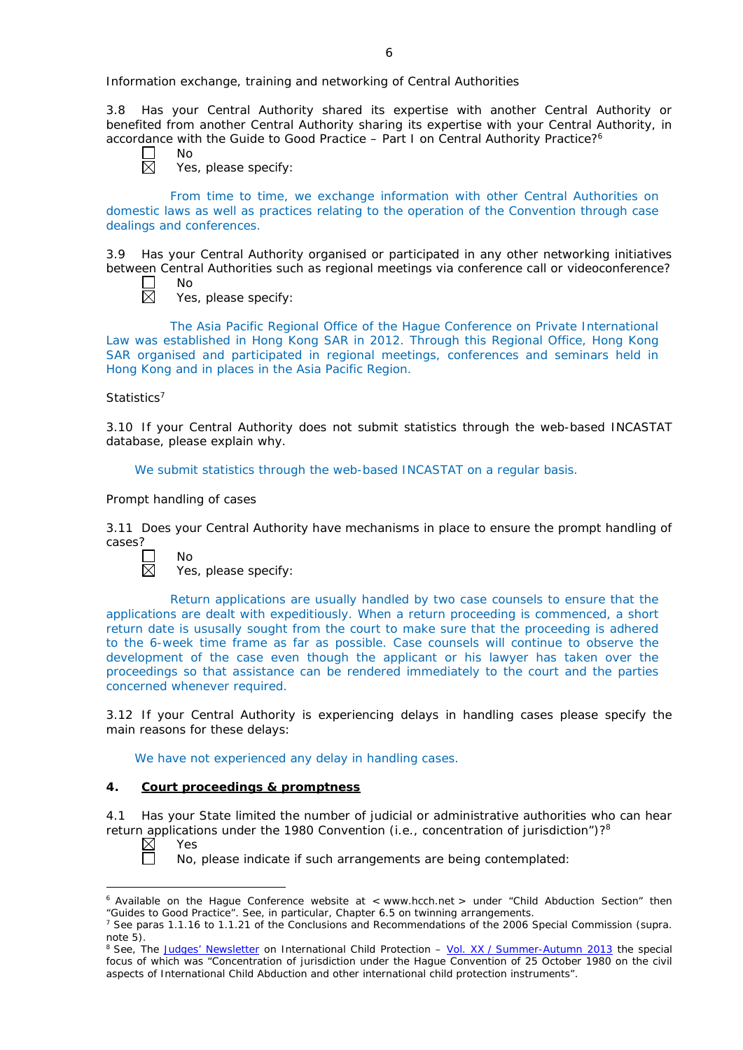Information exchange, training and networking of Central Authorities

3.8 Has your Central Authority shared its expertise with another Central Authority or benefited from another Central Authority sharing its expertise with your Central Authority, in accordance with the Guide to Good Practice – Part I on Central Authority Practice?[6]

☐ No
☒ Yes, please specify:

From time to time, we exchange information with other Central Authorities on domestic laws as well as practices relating to the operation of the Convention through case dealings and conferences.

3.9 Has your Central Authority organised or participated in any other networking initiatives between Central Authorities such as regional meetings via conference call or videoconference?

☐ No
☒ Yes, please specify:

The Asia Pacific Regional Office of the Hague Conference on Private International Law was established in Hong Kong SAR in 2012. Through this Regional Office, Hong Kong SAR organised and participated in regional meetings, conferences and seminars held in Hong Kong and in places in the Asia Pacific Region.

Statistics[7]

3.10 If your Central Authority does not submit statistics through the web-based INCASTAT database, please explain why.

We submit statistics through the web-based INCASTAT on a regular basis.

Prompt handling of cases

3.11 Does your Central Authority have mechanisms in place to ensure the prompt handling of cases?

☐ No
☒ Yes, please specify:

Return applications are usually handled by two case counsels to ensure that the applications are dealt with expeditiously. When a return proceeding is commenced, a short return date is ususally sought from the court to make sure that the proceeding is adhered to the 6-week time frame as far as possible. Case counsels will continue to observe the development of the case even though the applicant or his lawyer has taken over the proceedings so that assistance can be rendered immediately to the court and the parties concerned whenever required.

3.12 If your Central Authority is experiencing delays in handling cases please specify the main reasons for these delays:

We have not experienced any delay in handling cases.

## 4. Court proceedings & promptness

4.1 Has your State limited the number of judicial or administrative authorities who can hear return applications under the 1980 Convention (i.e., concentration of jurisdiction")?[8]

☒ Yes
☐ No, please indicate if such arrangements are being contemplated:

---

[6] Available on the Hague Conference website at < www.hcch.net > under "Child Abduction Section" then "Guides to Good Practice". See, in particular, Chapter 6.5 on twinning arrangements.

[7] See paras 1.1.16 to 1.1.21 of the Conclusions and Recommendations of the 2006 Special Commission (supra. note 5).

[8] See, The Judges' Newsletter on International Child Protection – Vol. XX / Summer-Autumn 2013 the special focus of which was "Concentration of jurisdiction under the Hague Convention of 25 October 1980 on the civil aspects of International Child Abduction and other international child protection instruments".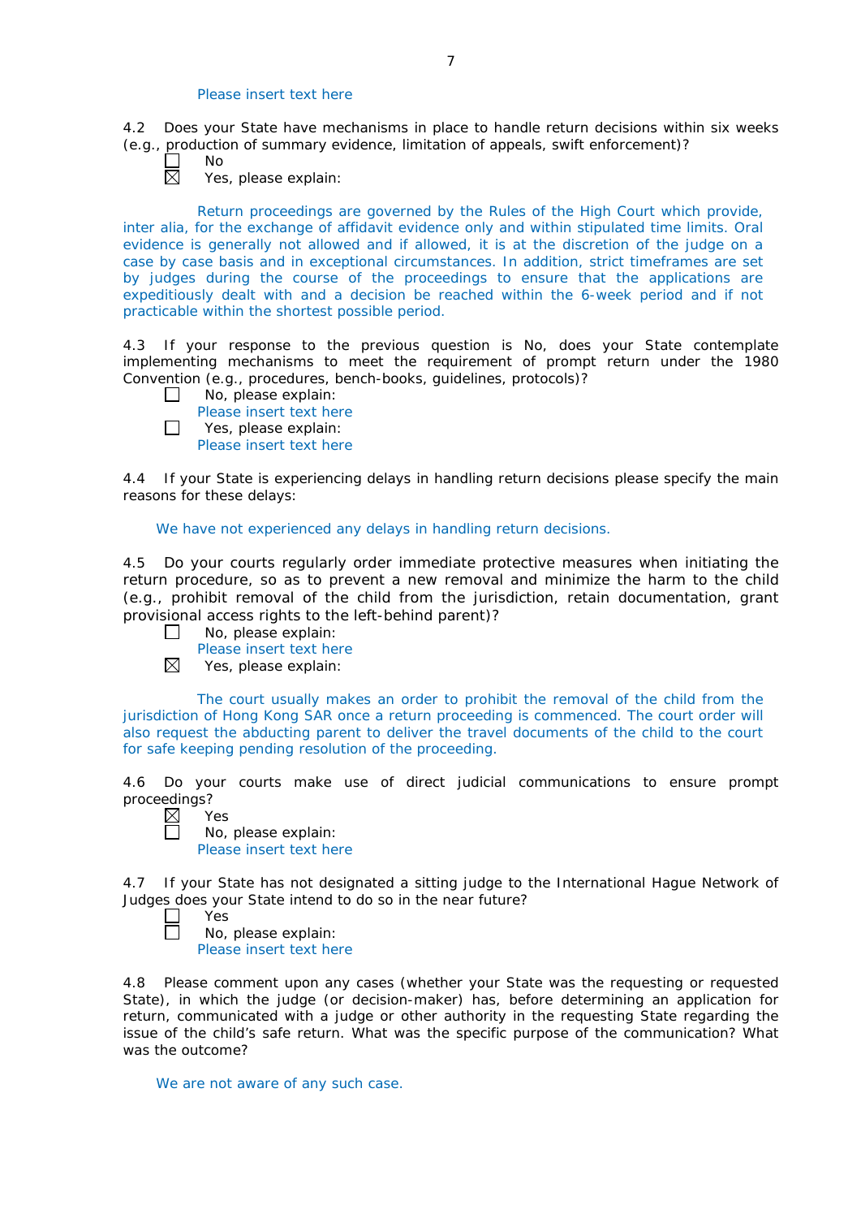Please insert text here

4.2 Does your State have mechanisms in place to handle return decisions within six weeks (e.g., production of summary evidence, limitation of appeals, swift enforcement)?

☐ No
☒ Yes, please explain:

Return proceedings are governed by the Rules of the High Court which provide, inter alia, for the exchange of affidavit evidence only and within stipulated time limits. Oral evidence is generally not allowed and if allowed, it is at the discretion of the judge on a case by case basis and in exceptional circumstances. In addition, strict timeframes are set by judges during the course of the proceedings to ensure that the applications are expeditiously dealt with and a decision be reached within the 6-week period and if not practicable within the shortest possible period.

4.3 If your response to the previous question is No, does your State contemplate implementing mechanisms to meet the requirement of prompt return under the 1980 Convention (e.g., procedures, bench-books, guidelines, protocols)?

☐ No, please explain:
Please insert text here
☐ Yes, please explain:
Please insert text here

4.4 If your State is experiencing delays in handling return decisions please specify the main reasons for these delays:

We have not experienced any delays in handling return decisions.

4.5 Do your courts regularly order immediate protective measures when initiating the return procedure, so as to prevent a new removal and minimize the harm to the child (e.g., prohibit removal of the child from the jurisdiction, retain documentation, grant provisional access rights to the left-behind parent)?

☐ No, please explain:
Please insert text here
☒ Yes, please explain:

The court usually makes an order to prohibit the removal of the child from the jurisdiction of Hong Kong SAR once a return proceeding is commenced. The court order will also request the abducting parent to deliver the travel documents of the child to the court for safe keeping pending resolution of the proceeding.

4.6 Do your courts make use of direct judicial communications to ensure prompt proceedings?

☒ Yes
☐ No, please explain:
Please insert text here

4.7 If your State has not designated a sitting judge to the International Hague Network of Judges does your State intend to do so in the near future?

☐ Yes
☐ No, please explain:
Please insert text here

4.8 Please comment upon any cases (whether your State was the requesting or requested State), in which the judge (or decision-maker) has, before determining an application for return, communicated with a judge or other authority in the requesting State regarding the issue of the child's safe return. What was the specific purpose of the communication? What was the outcome?

We are not aware of any such case.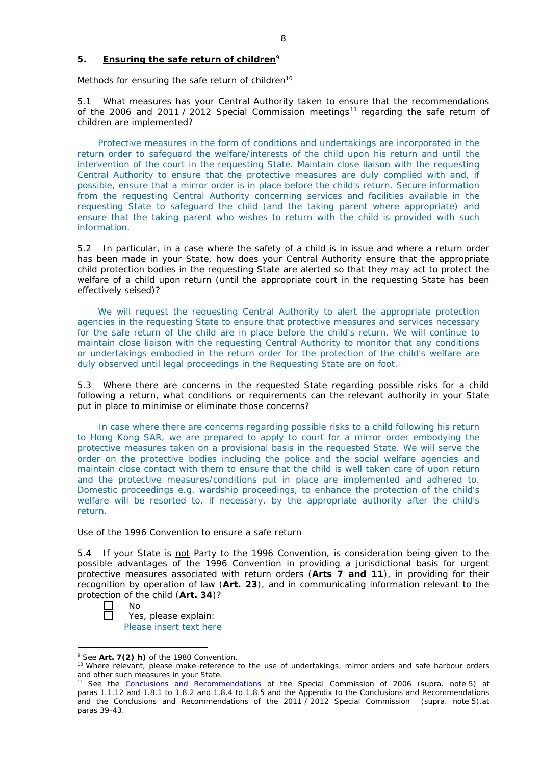## 5. **Ensuring the safe return of children**[9]

Methods for ensuring the safe return of children[10]

5.1 What measures has your Central Authority taken to ensure that the recommendations of the 2006 and 2011 / 2012 Special Commission meetings[11] regarding the safe return of children are implemented?

Protective measures in the form of conditions and undertakings are incorporated in the return order to safeguard the welfare/interests of the child upon his return and until the intervention of the court in the requesting State. Maintain close liaison with the requesting Central Authority to ensure that the protective measures are duly complied with and, if possible, ensure that a mirror order is in place before the child's return. Secure information from the requesting Central Authority concerning services and facilities available in the requesting State to safeguard the child (and the taking parent where appropriate) and ensure that the taking parent who wishes to return with the child is provided with such information.

5.2 In particular, in a case where the safety of a child is in issue and where a return order has been made in your State, how does your Central Authority ensure that the appropriate child protection bodies in the requesting State are alerted so that they may act to protect the welfare of a child upon return (until the appropriate court in the requesting State has been effectively seised)?

We will request the requesting Central Authority to alert the appropriate protection agencies in the requesting State to ensure that protective measures and services necessary for the safe return of the child are in place before the child's return. We will continue to maintain close liaison with the requesting Central Authority to monitor that any conditions or undertakings embodied in the return order for the protection of the child's welfare are duly observed until legal proceedings in the Requesting State are on foot.

5.3 Where there are concerns in the requested State regarding possible risks for a child following a return, what conditions or requirements can the relevant authority in your State put in place to minimise or eliminate those concerns?

In case where there are concerns regarding possible risks to a child following his return to Hong Kong SAR, we are prepared to apply to court for a mirror order embodying the protective measures taken on a provisional basis in the requested State. We will serve the order on the protective bodies including the police and the social welfare agencies and maintain close contact with them to ensure that the child is well taken care of upon return and the protective measures/conditions put in place are implemented and adhered to. Domestic proceedings e.g. wardship proceedings, to enhance the protection of the child's welfare will be resorted to, if necessary, by the appropriate authority after the child's return.

Use of the 1996 Convention to ensure a safe return

5.4 If your State is not Party to the 1996 Convention, is consideration being given to the possible advantages of the 1996 Convention in providing a jurisdictional basis for urgent protective measures associated with return orders (**Arts 7 and 11**), in providing for their recognition by operation of law (**Art. 23**), and in communicating information relevant to the protection of the child (**Art. 34**)?

- [ ] No
- [ ] Yes, please explain:
  Please insert text here

---

[9] See **Art. 7(2) h)** of the 1980 Convention.

[10] Where relevant, please make reference to the use of undertakings, mirror orders and safe harbour orders and other such measures in your State.

[11] See the Conclusions and Recommendations of the Special Commission of 2006 (supra. note 5) at paras 1.1.12 and 1.8.1 to 1.8.2 and 1.8.4 to 1.8.5 and the Appendix to the Conclusions and Recommendations and the Conclusions and Recommendations of the 2011 / 2012 Special Commission (supra. note 5).at paras 39-43.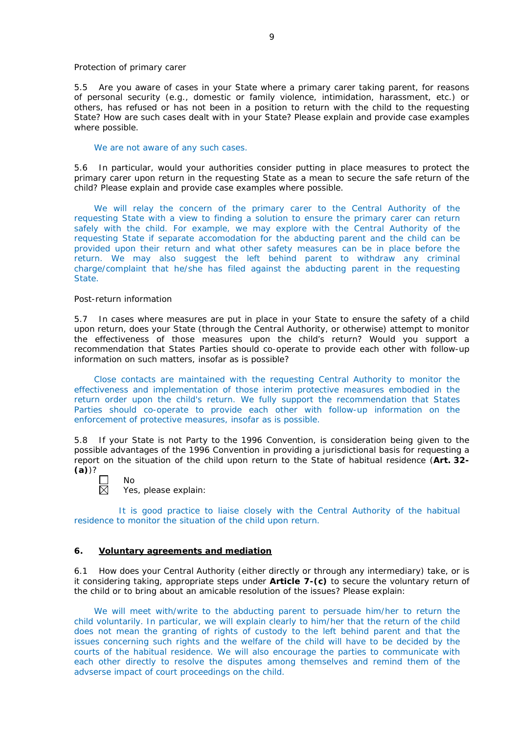Protection of primary carer

5.5 Are you aware of cases in your State where a primary carer taking parent, for reasons of personal security (e.g., domestic or family violence, intimidation, harassment, etc.) or others, has refused or has not been in a position to return with the child to the requesting State? How are such cases dealt with in your State? Please explain and provide case examples where possible.

We are not aware of any such cases.

5.6 In particular, would your authorities consider putting in place measures to protect the primary carer upon return in the requesting State as a mean to secure the safe return of the child? Please explain and provide case examples where possible.

We will relay the concern of the primary carer to the Central Authority of the requesting State with a view to finding a solution to ensure the primary carer can return safely with the child. For example, we may explore with the Central Authority of the requesting State if separate accomodation for the abducting parent and the child can be provided upon their return and what other safety measures can be in place before the return. We may also suggest the left behind parent to withdraw any criminal charge/complaint that he/she has filed against the abducting parent in the requesting State.

Post-return information

5.7 In cases where measures are put in place in your State to ensure the safety of a child upon return, does your State (through the Central Authority, or otherwise) attempt to monitor the effectiveness of those measures upon the child's return? Would you support a recommendation that States Parties should co-operate to provide each other with follow-up information on such matters, insofar as is possible?

Close contacts are maintained with the requesting Central Authority to monitor the effectiveness and implementation of those interim protective measures embodied in the return order upon the child's return. We fully support the recommendation that States Parties should co-operate to provide each other with follow-up information on the enforcement of protective measures, insofar as is possible.

5.8 If your State is not Party to the 1996 Convention, is consideration being given to the possible advantages of the 1996 Convention in providing a jurisdictional basis for requesting a report on the situation of the child upon return to the State of habitual residence (**Art. 32-(a)**)?

☐ No
☒ Yes, please explain:

It is good practice to liaise closely with the Central Authority of the habitual residence to monitor the situation of the child upon return.

## 6. <u>Voluntary agreements and mediation</u>

6.1 How does your Central Authority (either directly or through any intermediary) take, or is it considering taking, appropriate steps under **Article 7-(c)** to secure the voluntary return of the child or to bring about an amicable resolution of the issues? Please explain:

We will meet with/write to the abducting parent to persuade him/her to return the child voluntarily. In particular, we will explain clearly to him/her that the return of the child does not mean the granting of rights of custody to the left behind parent and that the issues concerning such rights and the welfare of the child will have to be decided by the courts of the habitual residence. We will also encourage the parties to communicate with each other directly to resolve the disputes among themselves and remind them of the advserse impact of court proceedings on the child.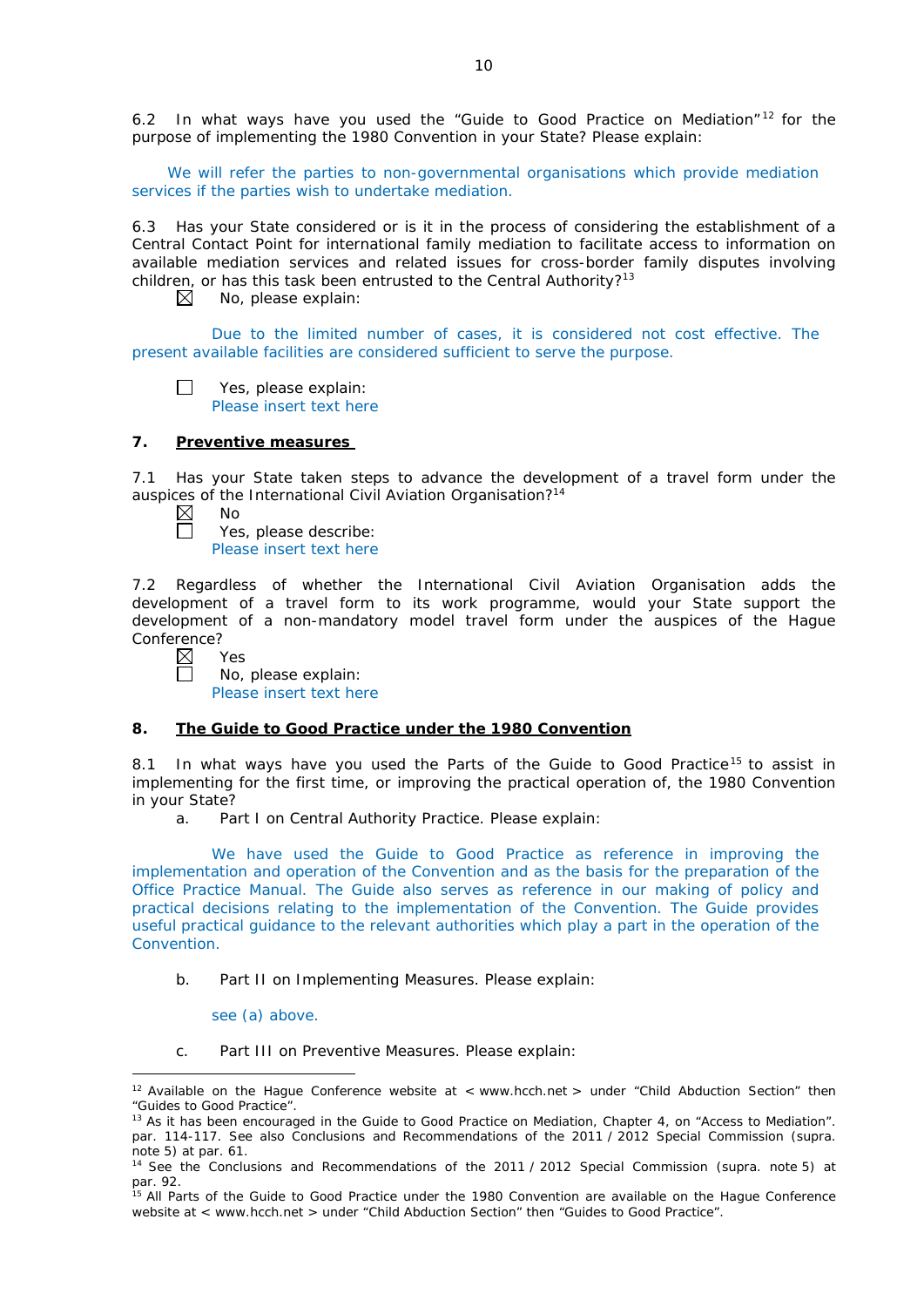6.2 In what ways have you used the "Guide to Good Practice on Mediation"[12] for the purpose of implementing the 1980 Convention in your State? Please explain:

We will refer the parties to non-governmental organisations which provide mediation services if the parties wish to undertake mediation.

6.3 Has your State considered or is it in the process of considering the establishment of a Central Contact Point for international family mediation to facilitate access to information on available mediation services and related issues for cross-border family disputes involving children, or has this task been entrusted to the Central Authority?[13]

☒ No, please explain:

Due to the limited number of cases, it is considered not cost effective. The present available facilities are considered sufficient to serve the purpose.

☐ Yes, please explain:
Please insert text here

## 7. Preventive measures

7.1 Has your State taken steps to advance the development of a travel form under the auspices of the International Civil Aviation Organisation?[14]

☒ No
☐ Yes, please describe:
Please insert text here

7.2 Regardless of whether the International Civil Aviation Organisation adds the development of a travel form to its work programme, would your State support the development of a non-mandatory model travel form under the auspices of the Hague Conference?

☒ Yes
☐ No, please explain:
Please insert text here

## 8. The Guide to Good Practice under the 1980 Convention

8.1 In what ways have you used the Parts of the Guide to Good Practice[15] to assist in implementing for the first time, or improving the practical operation of, the 1980 Convention in your State?

a. Part I on Central Authority Practice. Please explain:

We have used the Guide to Good Practice as reference in improving the implementation and operation of the Convention and as the basis for the preparation of the Office Practice Manual. The Guide also serves as reference in our making of policy and practical decisions relating to the implementation of the Convention. The Guide provides useful practical guidance to the relevant authorities which play a part in the operation of the Convention.

b. Part II on Implementing Measures. Please explain:

see (a) above.

c. Part III on Preventive Measures. Please explain:

---

[12] Available on the Hague Conference website at < www.hcch.net > under "Child Abduction Section" then "Guides to Good Practice".

[13] As it has been encouraged in the Guide to Good Practice on Mediation, Chapter 4, on "Access to Mediation". par. 114-117. See also Conclusions and Recommendations of the 2011 / 2012 Special Commission (supra. note 5) at par. 61.

[14] See the Conclusions and Recommendations of the 2011 / 2012 Special Commission (supra. note 5) at par. 92.

[15] All Parts of the Guide to Good Practice under the 1980 Convention are available on the Hague Conference website at < www.hcch.net > under "Child Abduction Section" then "Guides to Good Practice".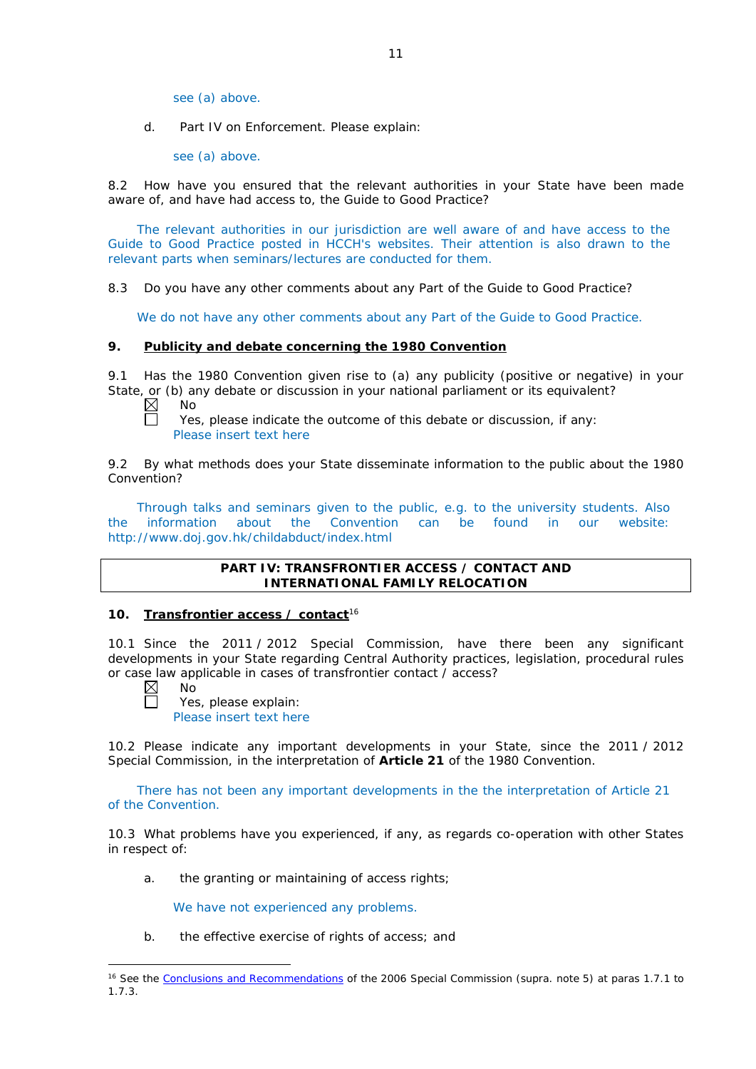see (a) above.

d. Part IV on Enforcement. Please explain:

see (a) above.

8.2 How have you ensured that the relevant authorities in your State have been made aware of, and have had access to, the Guide to Good Practice?

The relevant authorities in our jurisdiction are well aware of and have access to the Guide to Good Practice posted in HCCH's websites. Their attention is also drawn to the relevant parts when seminars/lectures are conducted for them.

8.3 Do you have any other comments about any Part of the Guide to Good Practice?

We do not have any other comments about any Part of the Guide to Good Practice.

## 9. Publicity and debate concerning the 1980 Convention

9.1 Has the 1980 Convention given rise to (a) any publicity (positive or negative) in your State, or (b) any debate or discussion in your national parliament or its equivalent?

☒ No
☐ Yes, please indicate the outcome of this debate or discussion, if any:
Please insert text here

9.2 By what methods does your State disseminate information to the public about the 1980 Convention?

Through talks and seminars given to the public, e.g. to the university students. Also the information about the Convention can be found in our website: http://www.doj.gov.hk/childabduct/index.html

## PART IV: TRANSFRONTIER ACCESS / CONTACT AND INTERNATIONAL FAMILY RELOCATION

## 10. Transfrontier access / contact[16]

10.1 Since the 2011 / 2012 Special Commission, have there been any significant developments in your State regarding Central Authority practices, legislation, procedural rules or case law applicable in cases of transfrontier contact / access?

☒ No
☐ Yes, please explain:
Please insert text here

10.2 Please indicate any important developments in your State, since the 2011 / 2012 Special Commission, in the interpretation of **Article 21** of the 1980 Convention.

There has not been any important developments in the the interpretation of Article 21 of the Convention.

10.3 What problems have you experienced, if any, as regards co-operation with other States in respect of:

a. the granting or maintaining of access rights;

We have not experienced any problems.

b. the effective exercise of rights of access; and

---

[16] See the Conclusions and Recommendations of the 2006 Special Commission (supra. note 5) at paras 1.7.1 to 1.7.3.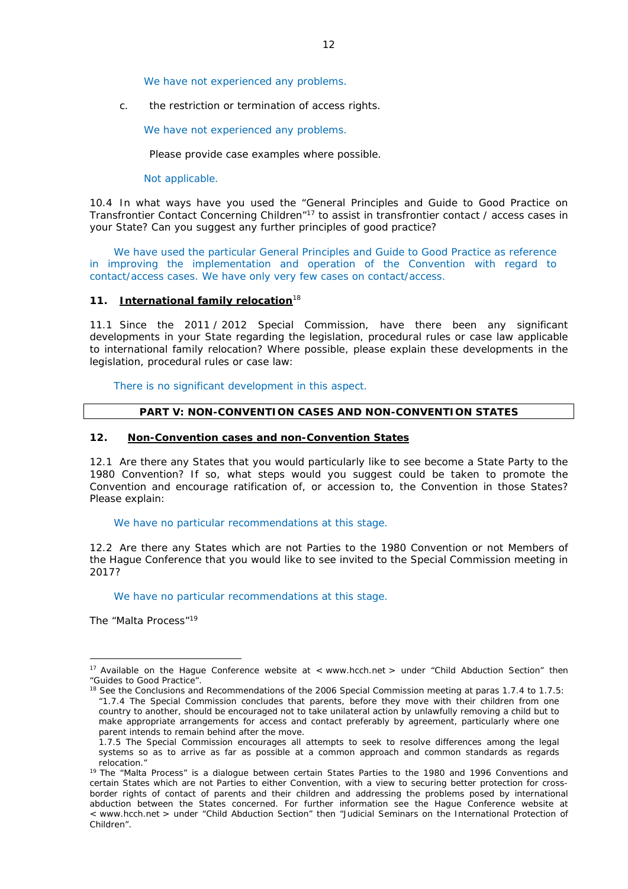We have not experienced any problems.

c. the restriction or termination of access rights.

We have not experienced any problems.

Please provide case examples where possible.

Not applicable.

10.4 In what ways have you used the "General Principles and Guide to Good Practice on Transfrontier Contact Concerning Children"[17] to assist in transfrontier contact / access cases in your State? Can you suggest any further principles of good practice?

We have used the particular General Principles and Guide to Good Practice as reference in improving the implementation and operation of the Convention with regard to contact/access cases. We have only very few cases on contact/access.

## 11. International family relocation[18]

11.1 Since the 2011 / 2012 Special Commission, have there been any significant developments in your State regarding the legislation, procedural rules or case law applicable to international family relocation? Where possible, please explain these developments in the legislation, procedural rules or case law:

There is no significant development in this aspect.

# PART V: NON-CONVENTION CASES AND NON-CONVENTION STATES

## 12. Non-Convention cases and non-Convention States

12.1 Are there any States that you would particularly like to see become a State Party to the 1980 Convention? If so, what steps would you suggest could be taken to promote the Convention and encourage ratification of, or accession to, the Convention in those States? Please explain:

We have no particular recommendations at this stage.

12.2 Are there any States which are not Parties to the 1980 Convention or not Members of the Hague Conference that you would like to see invited to the Special Commission meeting in 2017?

We have no particular recommendations at this stage.

The "Malta Process"[19]

---

[17] Available on the Hague Conference website at < www.hcch.net > under "Child Abduction Section" then "Guides to Good Practice".

[18] See the Conclusions and Recommendations of the 2006 Special Commission meeting at paras 1.7.4 to 1.7.5: "1.7.4 The Special Commission concludes that parents, before they move with their children from one country to another, should be encouraged not to take unilateral action by unlawfully removing a child but to make appropriate arrangements for access and contact preferably by agreement, particularly where one parent intends to remain behind after the move.
1.7.5 The Special Commission encourages all attempts to seek to resolve differences among the legal systems so as to arrive as far as possible at a common approach and common standards as regards relocation."

[19] The "Malta Process" is a dialogue between certain States Parties to the 1980 and 1996 Conventions and certain States which are not Parties to either Convention, with a view to securing better protection for cross-border rights of contact of parents and their children and addressing the problems posed by international abduction between the States concerned. For further information see the Hague Conference website at < www.hcch.net > under "Child Abduction Section" then "Judicial Seminars on the International Protection of Children".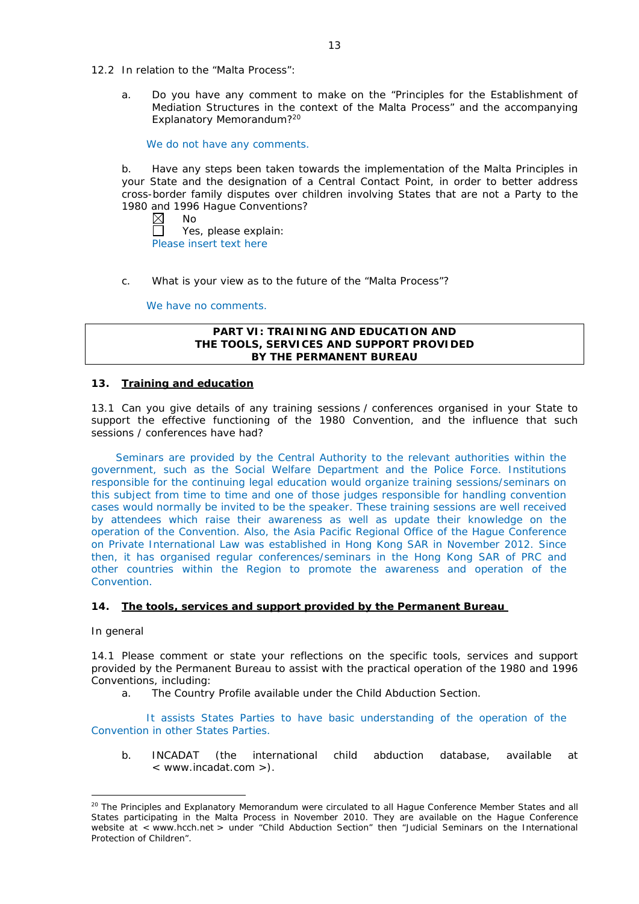12.2 In relation to the "Malta Process":

a. Do you have any comment to make on the "Principles for the Establishment of Mediation Structures in the context of the Malta Process" and the accompanying Explanatory Memorandum?[20]

We do not have any comments.

b. Have any steps been taken towards the implementation of the Malta Principles in your State and the designation of a Central Contact Point, in order to better address cross-border family disputes over children involving States that are not a Party to the 1980 and 1996 Hague Conventions?

☒ No
☐ Yes, please explain:
Please insert text here

c. What is your view as to the future of the "Malta Process"?

We have no comments.

## PART VI: TRAINING AND EDUCATION AND THE TOOLS, SERVICES AND SUPPORT PROVIDED BY THE PERMANENT BUREAU

### 13. Training and education

13.1 Can you give details of any training sessions / conferences organised in your State to support the effective functioning of the 1980 Convention, and the influence that such sessions / conferences have had?

Seminars are provided by the Central Authority to the relevant authorities within the government, such as the Social Welfare Department and the Police Force. Institutions responsible for the continuing legal education would organize training sessions/seminars on this subject from time to time and one of those judges responsible for handling convention cases would normally be invited to be the speaker. These training sessions are well received by attendees which raise their awareness as well as update their knowledge on the operation of the Convention. Also, the Asia Pacific Regional Office of the Hague Conference on Private International Law was established in Hong Kong SAR in November 2012. Since then, it has organised regular conferences/seminars in the Hong Kong SAR of PRC and other countries within the Region to promote the awareness and operation of the Convention.

### 14. The tools, services and support provided by the Permanent Bureau

In general

14.1 Please comment or state your reflections on the specific tools, services and support provided by the Permanent Bureau to assist with the practical operation of the 1980 and 1996 Conventions, including:

a. The Country Profile available under the Child Abduction Section.

It assists States Parties to have basic understanding of the operation of the Convention in other States Parties.

b. INCADAT (the international child abduction database, available at < www.incadat.com >).

[20] The Principles and Explanatory Memorandum were circulated to all Hague Conference Member States and all States participating in the Malta Process in November 2010. They are available on the Hague Conference website at < www.hcch.net > under "Child Abduction Section" then "Judicial Seminars on the International Protection of Children".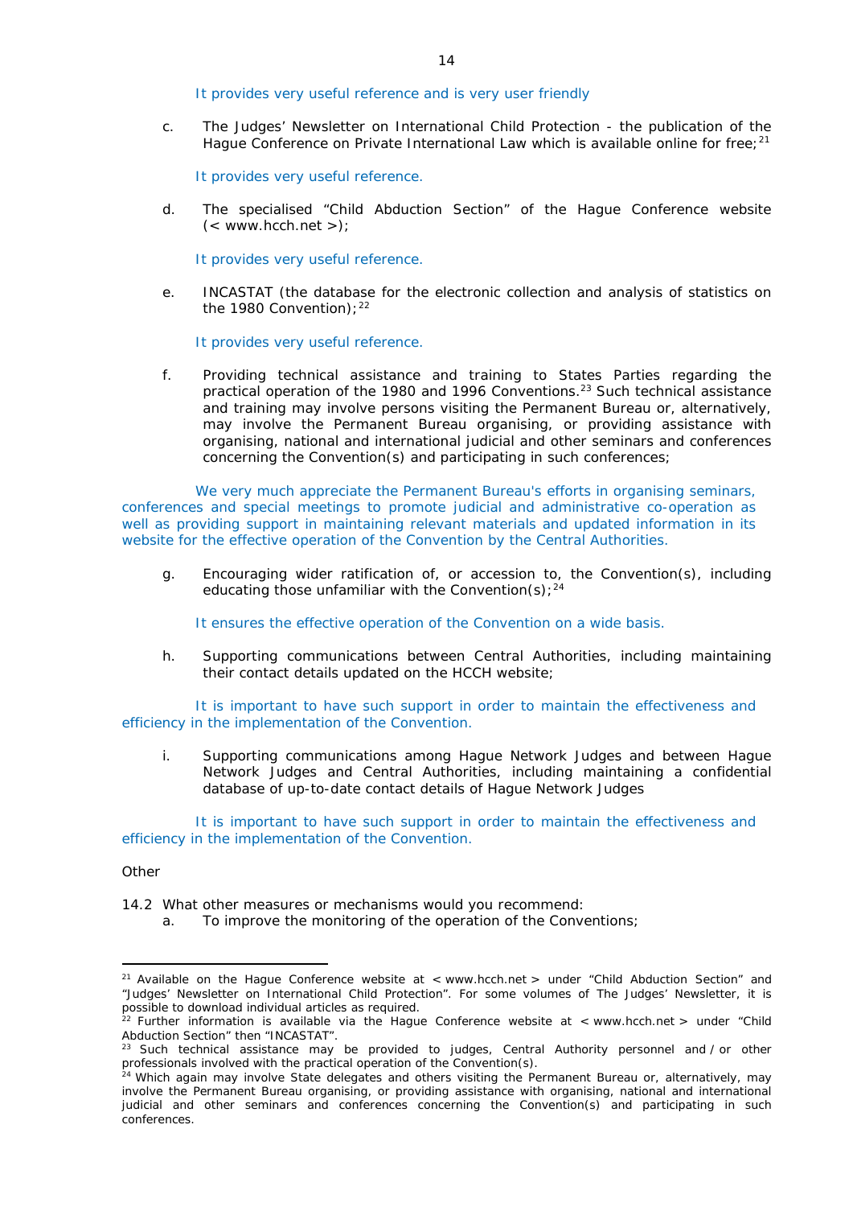It provides very useful reference and is very user friendly

c. The Judges' Newsletter on International Child Protection - the publication of the Hague Conference on Private International Law which is available online for free;[21]

It provides very useful reference.

d. The specialised "Child Abduction Section" of the Hague Conference website (< www.hcch.net >);

It provides very useful reference.

e. INCASTAT (the database for the electronic collection and analysis of statistics on the 1980 Convention);[22]

It provides very useful reference.

f. Providing technical assistance and training to States Parties regarding the practical operation of the 1980 and 1996 Conventions.[23] Such technical assistance and training may involve persons visiting the Permanent Bureau or, alternatively, may involve the Permanent Bureau organising, or providing assistance with organising, national and international judicial and other seminars and conferences concerning the Convention(s) and participating in such conferences;

We very much appreciate the Permanent Bureau's efforts in organising seminars, conferences and special meetings to promote judicial and administrative co-operation as well as providing support in maintaining relevant materials and updated information in its website for the effective operation of the Convention by the Central Authorities.

g. Encouraging wider ratification of, or accession to, the Convention(s), including educating those unfamiliar with the Convention(s);[24]

It ensures the effective operation of the Convention on a wide basis.

h. Supporting communications between Central Authorities, including maintaining their contact details updated on the HCCH website;

It is important to have such support in order to maintain the effectiveness and efficiency in the implementation of the Convention.

i. Supporting communications among Hague Network Judges and between Hague Network Judges and Central Authorities, including maintaining a confidential database of up-to-date contact details of Hague Network Judges

It is important to have such support in order to maintain the effectiveness and efficiency in the implementation of the Convention.

Other

14.2 What other measures or mechanisms would you recommend:

a. To improve the monitoring of the operation of the Conventions;

---

[21] Available on the Hague Conference website at < www.hcch.net > under "Child Abduction Section" and "Judges' Newsletter on International Child Protection". For some volumes of The Judges' Newsletter, it is possible to download individual articles as required.

[22] Further information is available via the Hague Conference website at < www.hcch.net > under "Child Abduction Section" then "INCASTAT".

[23] Such technical assistance may be provided to judges, Central Authority personnel and / or other professionals involved with the practical operation of the Convention(s).

[24] Which again may involve State delegates and others visiting the Permanent Bureau or, alternatively, may involve the Permanent Bureau organising, or providing assistance with organising, national and international judicial and other seminars and conferences concerning the Convention(s) and participating in such conferences.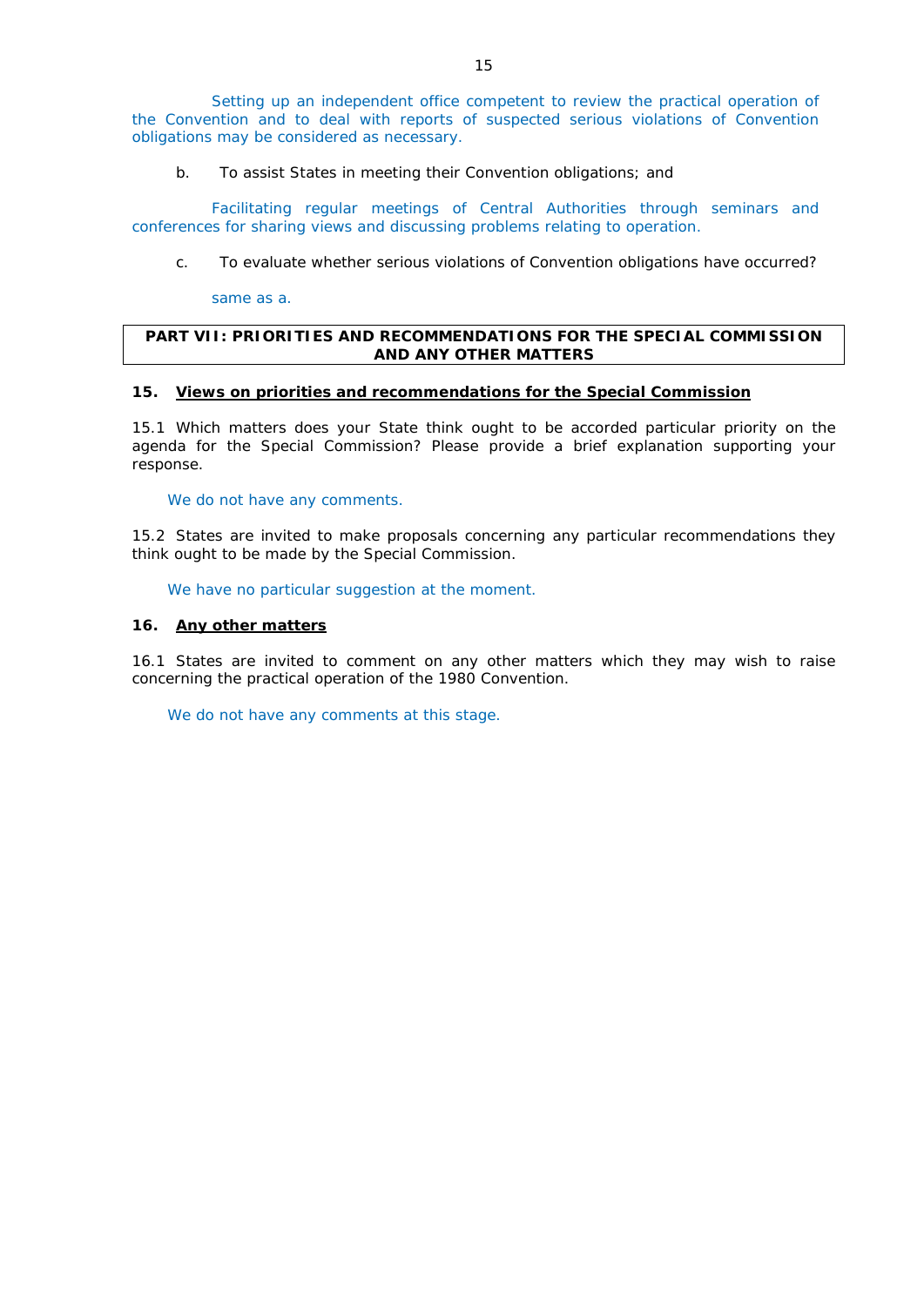Setting up an independent office competent to review the practical operation of the Convention and to deal with reports of suspected serious violations of Convention obligations may be considered as necessary.

b. To assist States in meeting their Convention obligations; and

Facilitating regular meetings of Central Authorities through seminars and conferences for sharing views and discussing problems relating to operation.

c. To evaluate whether serious violations of Convention obligations have occurred?

same as a.

**PART VII: PRIORITIES AND RECOMMENDATIONS FOR THE SPECIAL COMMISSION AND ANY OTHER MATTERS**

### 15. Views on priorities and recommendations for the Special Commission

15.1 Which matters does your State think ought to be accorded particular priority on the agenda for the Special Commission? Please provide a brief explanation supporting your response.

We do not have any comments.

15.2 States are invited to make proposals concerning any particular recommendations they think ought to be made by the Special Commission.

We have no particular suggestion at the moment.

### 16. Any other matters

16.1 States are invited to comment on any other matters which they may wish to raise concerning the practical operation of the 1980 Convention.

We do not have any comments at this stage.